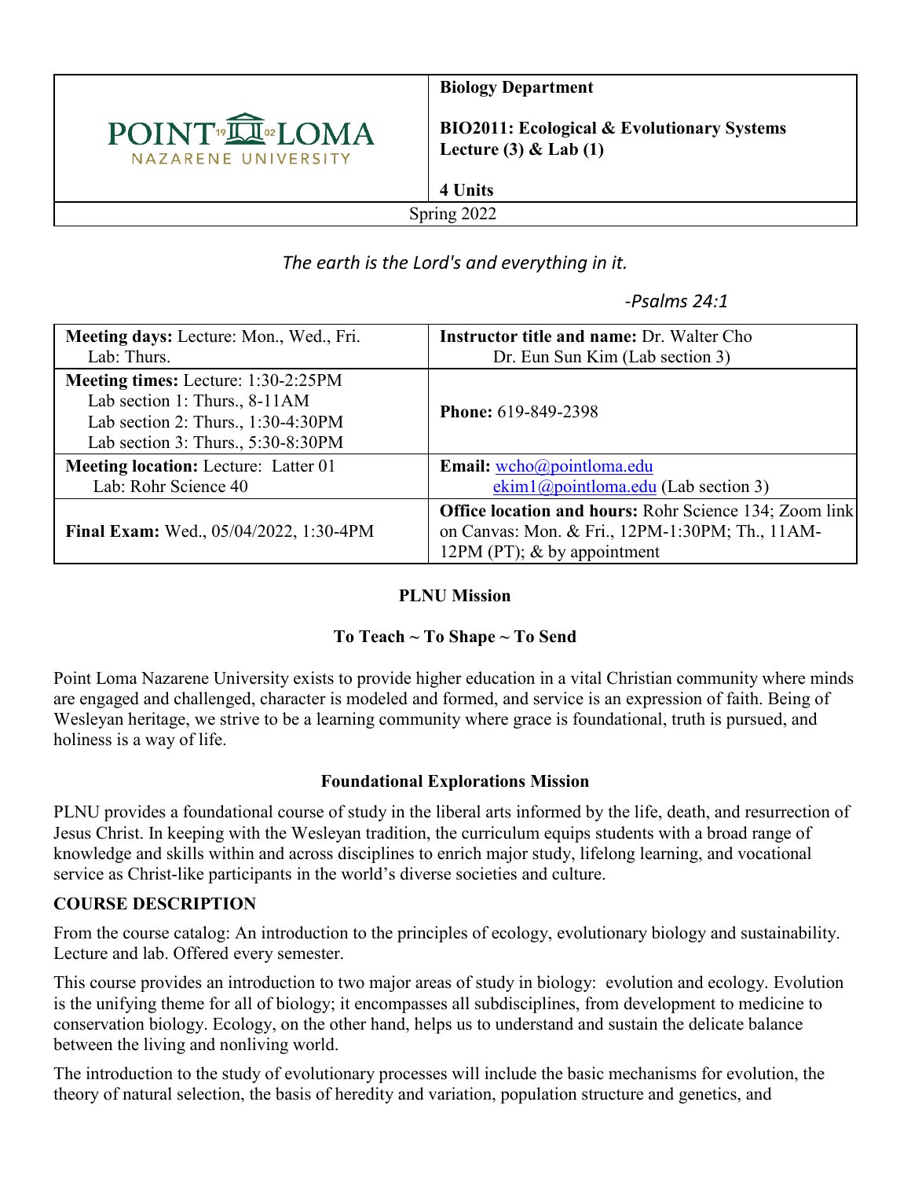| POINT LOMA NAZARENE UNIVERSITY | **Biology Department**<br><br>**BIO2011: Ecological & Evolutionary Systems Lecture (3) & Lab (1)**<br><br>**4 Units** |
|---|---|
| Spring 2022 | |

*The earth is the Lord's and everything in it.*

*-Psalms 24:1*

| **Meeting days:** Lecture: Mon., Wed., Fri.<br>Lab: Thurs. | **Instructor title and name:** Dr. Walter Cho<br>Dr. Eun Sun Kim (Lab section 3) |
|---|---|
| **Meeting times:** Lecture: 1:30-2:25PM<br>Lab section 1: Thurs., 8-11AM<br>Lab section 2: Thurs., 1:30-4:30PM<br>Lab section 3: Thurs., 5:30-8:30PM | **Phone:** 619-849-2398 |
| **Meeting location:** Lecture: Latter 01<br>Lab: Rohr Science 40 | **Email:** wcho@pointloma.edu<br>ekim1@pointloma.edu (Lab section 3) |
| **Final Exam:** Wed., 05/04/2022, 1:30-4PM | **Office location and hours:** Rohr Science 134; Zoom link on Canvas: Mon. & Fri., 12PM-1:30PM; Th., 11AM-12PM (PT); & by appointment |

**PLNU Mission**

**To Teach ~ To Shape ~ To Send**

Point Loma Nazarene University exists to provide higher education in a vital Christian community where minds are engaged and challenged, character is modeled and formed, and service is an expression of faith. Being of Wesleyan heritage, we strive to be a learning community where grace is foundational, truth is pursued, and holiness is a way of life.

**Foundational Explorations Mission**

PLNU provides a foundational course of study in the liberal arts informed by the life, death, and resurrection of Jesus Christ. In keeping with the Wesleyan tradition, the curriculum equips students with a broad range of knowledge and skills within and across disciplines to enrich major study, lifelong learning, and vocational service as Christ-like participants in the world's diverse societies and culture.

## COURSE DESCRIPTION

From the course catalog: An introduction to the principles of ecology, evolutionary biology and sustainability. Lecture and lab. Offered every semester.

This course provides an introduction to two major areas of study in biology: evolution and ecology. Evolution is the unifying theme for all of biology; it encompasses all subdisciplines, from development to medicine to conservation biology. Ecology, on the other hand, helps us to understand and sustain the delicate balance between the living and nonliving world.

The introduction to the study of evolutionary processes will include the basic mechanisms for evolution, the theory of natural selection, the basis of heredity and variation, population structure and genetics, and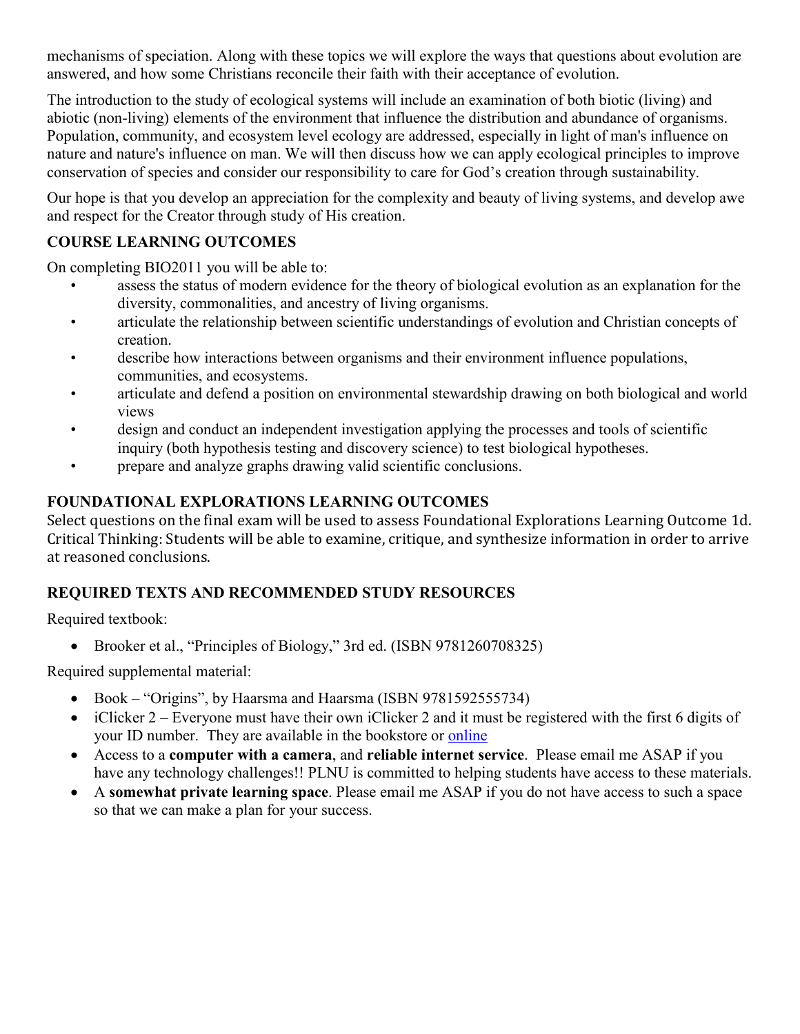mechanisms of speciation. Along with these topics we will explore the ways that questions about evolution are answered, and how some Christians reconcile their faith with their acceptance of evolution.

The introduction to the study of ecological systems will include an examination of both biotic (living) and abiotic (non-living) elements of the environment that influence the distribution and abundance of organisms. Population, community, and ecosystem level ecology are addressed, especially in light of man's influence on nature and nature's influence on man. We will then discuss how we can apply ecological principles to improve conservation of species and consider our responsibility to care for God's creation through sustainability.

Our hope is that you develop an appreciation for the complexity and beauty of living systems, and develop awe and respect for the Creator through study of His creation.

## COURSE LEARNING OUTCOMES

On completing BIO2011 you will be able to:

- assess the status of modern evidence for the theory of biological evolution as an explanation for the diversity, commonalities, and ancestry of living organisms.
- articulate the relationship between scientific understandings of evolution and Christian concepts of creation.
- describe how interactions between organisms and their environment influence populations, communities, and ecosystems.
- articulate and defend a position on environmental stewardship drawing on both biological and world views
- design and conduct an independent investigation applying the processes and tools of scientific inquiry (both hypothesis testing and discovery science) to test biological hypotheses.
- prepare and analyze graphs drawing valid scientific conclusions.

## FOUNDATIONAL EXPLORATIONS LEARNING OUTCOMES

Select questions on the final exam will be used to assess Foundational Explorations Learning Outcome 1d. Critical Thinking: Students will be able to examine, critique, and synthesize information in order to arrive at reasoned conclusions.

## REQUIRED TEXTS AND RECOMMENDED STUDY RESOURCES

Required textbook:

- Brooker et al., "Principles of Biology," 3rd ed. (ISBN 9781260708325)

Required supplemental material:

- Book – "Origins", by Haarsma and Haarsma (ISBN 9781592555734)
- iClicker 2 – Everyone must have their own iClicker 2 and it must be registered with the first 6 digits of your ID number. They are available in the bookstore or online
- Access to a **computer with a camera**, and **reliable internet service**. Please email me ASAP if you have any technology challenges!! PLNU is committed to helping students have access to these materials.
- A **somewhat private learning space**. Please email me ASAP if you do not have access to such a space so that we can make a plan for your success.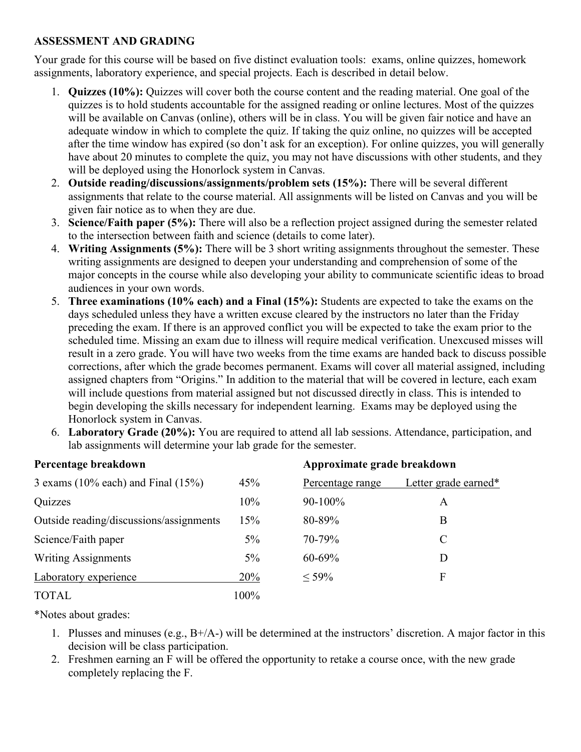## ASSESSMENT AND GRADING

Your grade for this course will be based on five distinct evaluation tools: exams, online quizzes, homework assignments, laboratory experience, and special projects. Each is described in detail below.

1. **Quizzes (10%):** Quizzes will cover both the course content and the reading material. One goal of the quizzes is to hold students accountable for the assigned reading or online lectures. Most of the quizzes will be available on Canvas (online), others will be in class. You will be given fair notice and have an adequate window in which to complete the quiz. If taking the quiz online, no quizzes will be accepted after the time window has expired (so don't ask for an exception). For online quizzes, you will generally have about 20 minutes to complete the quiz, you may not have discussions with other students, and they will be deployed using the Honorlock system in Canvas.
2. **Outside reading/discussions/assignments/problem sets (15%):** There will be several different assignments that relate to the course material. All assignments will be listed on Canvas and you will be given fair notice as to when they are due.
3. **Science/Faith paper (5%):** There will also be a reflection project assigned during the semester related to the intersection between faith and science (details to come later).
4. **Writing Assignments (5%):** There will be 3 short writing assignments throughout the semester. These writing assignments are designed to deepen your understanding and comprehension of some of the major concepts in the course while also developing your ability to communicate scientific ideas to broad audiences in your own words.
5. **Three examinations (10% each) and a Final (15%):** Students are expected to take the exams on the days scheduled unless they have a written excuse cleared by the instructors no later than the Friday preceding the exam. If there is an approved conflict you will be expected to take the exam prior to the scheduled time. Missing an exam due to illness will require medical verification. Unexcused misses will result in a zero grade. You will have two weeks from the time exams are handed back to discuss possible corrections, after which the grade becomes permanent. Exams will cover all material assigned, including assigned chapters from "Origins." In addition to the material that will be covered in lecture, each exam will include questions from material assigned but not discussed directly in class. This is intended to begin developing the skills necessary for independent learning. Exams may be deployed using the Honorlock system in Canvas.
6. **Laboratory Grade (20%):** You are required to attend all lab sessions. Attendance, participation, and lab assignments will determine your lab grade for the semester.

**Percentage breakdown**

| Component | Percentage |
|---|---|
| 3 exams (10% each) and Final (15%) | 45% |
| Quizzes | 10% |
| Outside reading/discussions/assignments | 15% |
| Science/Faith paper | 5% |
| Writing Assignments | 5% |
| Laboratory experience | 20% |
| TOTAL | 100% |

**Approximate grade breakdown**

| Percentage range | Letter grade earned* |
|---|---|
| 90-100% | A |
| 80-89% | B |
| 70-79% | C |
| 60-69% | D |
| ≤ 59% | F |

*Notes about grades:

1. Plusses and minuses (e.g., B+/A-) will be determined at the instructors' discretion. A major factor in this decision will be class participation.
2. Freshmen earning an F will be offered the opportunity to retake a course once, with the new grade completely replacing the F.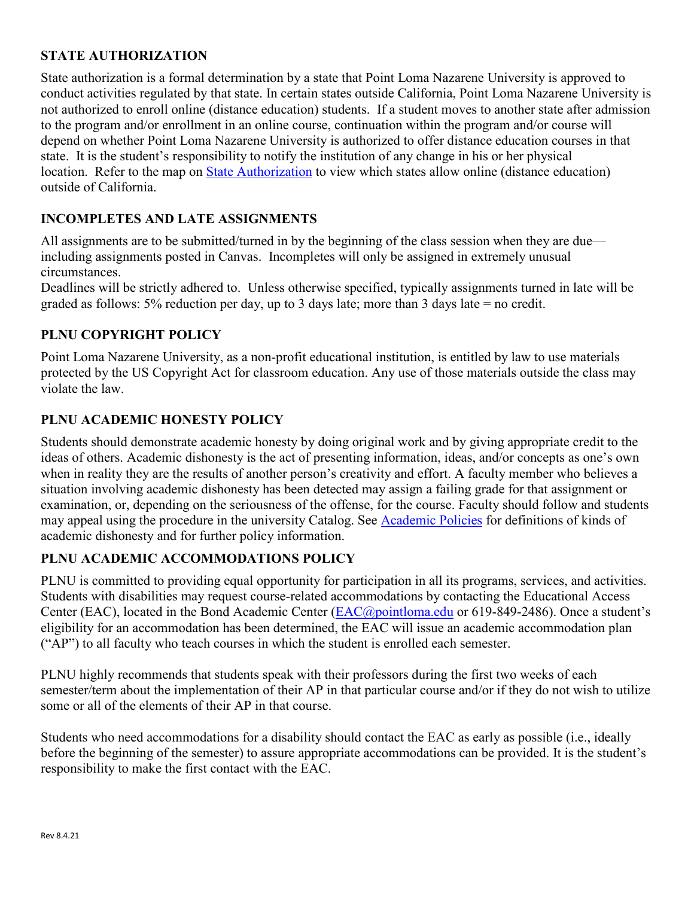## STATE AUTHORIZATION

State authorization is a formal determination by a state that Point Loma Nazarene University is approved to conduct activities regulated by that state. In certain states outside California, Point Loma Nazarene University is not authorized to enroll online (distance education) students. If a student moves to another state after admission to the program and/or enrollment in an online course, continuation within the program and/or course will depend on whether Point Loma Nazarene University is authorized to offer distance education courses in that state. It is the student's responsibility to notify the institution of any change in his or her physical location. Refer to the map on State Authorization to view which states allow online (distance education) outside of California.

## INCOMPLETES AND LATE ASSIGNMENTS

All assignments are to be submitted/turned in by the beginning of the class session when they are due—including assignments posted in Canvas. Incompletes will only be assigned in extremely unusual circumstances.
Deadlines will be strictly adhered to. Unless otherwise specified, typically assignments turned in late will be graded as follows: 5% reduction per day, up to 3 days late; more than 3 days late = no credit.

## PLNU COPYRIGHT POLICY

Point Loma Nazarene University, as a non-profit educational institution, is entitled by law to use materials protected by the US Copyright Act for classroom education. Any use of those materials outside the class may violate the law.

## PLNU ACADEMIC HONESTY POLICY

Students should demonstrate academic honesty by doing original work and by giving appropriate credit to the ideas of others. Academic dishonesty is the act of presenting information, ideas, and/or concepts as one's own when in reality they are the results of another person's creativity and effort. A faculty member who believes a situation involving academic dishonesty has been detected may assign a failing grade for that assignment or examination, or, depending on the seriousness of the offense, for the course. Faculty should follow and students may appeal using the procedure in the university Catalog. See Academic Policies for definitions of kinds of academic dishonesty and for further policy information.

## PLNU ACADEMIC ACCOMMODATIONS POLICY

PLNU is committed to providing equal opportunity for participation in all its programs, services, and activities. Students with disabilities may request course-related accommodations by contacting the Educational Access Center (EAC), located in the Bond Academic Center (EAC@pointloma.edu or 619-849-2486). Once a student's eligibility for an accommodation has been determined, the EAC will issue an academic accommodation plan ("AP") to all faculty who teach courses in which the student is enrolled each semester.

PLNU highly recommends that students speak with their professors during the first two weeks of each semester/term about the implementation of their AP in that particular course and/or if they do not wish to utilize some or all of the elements of their AP in that course.

Students who need accommodations for a disability should contact the EAC as early as possible (i.e., ideally before the beginning of the semester) to assure appropriate accommodations can be provided. It is the student's responsibility to make the first contact with the EAC.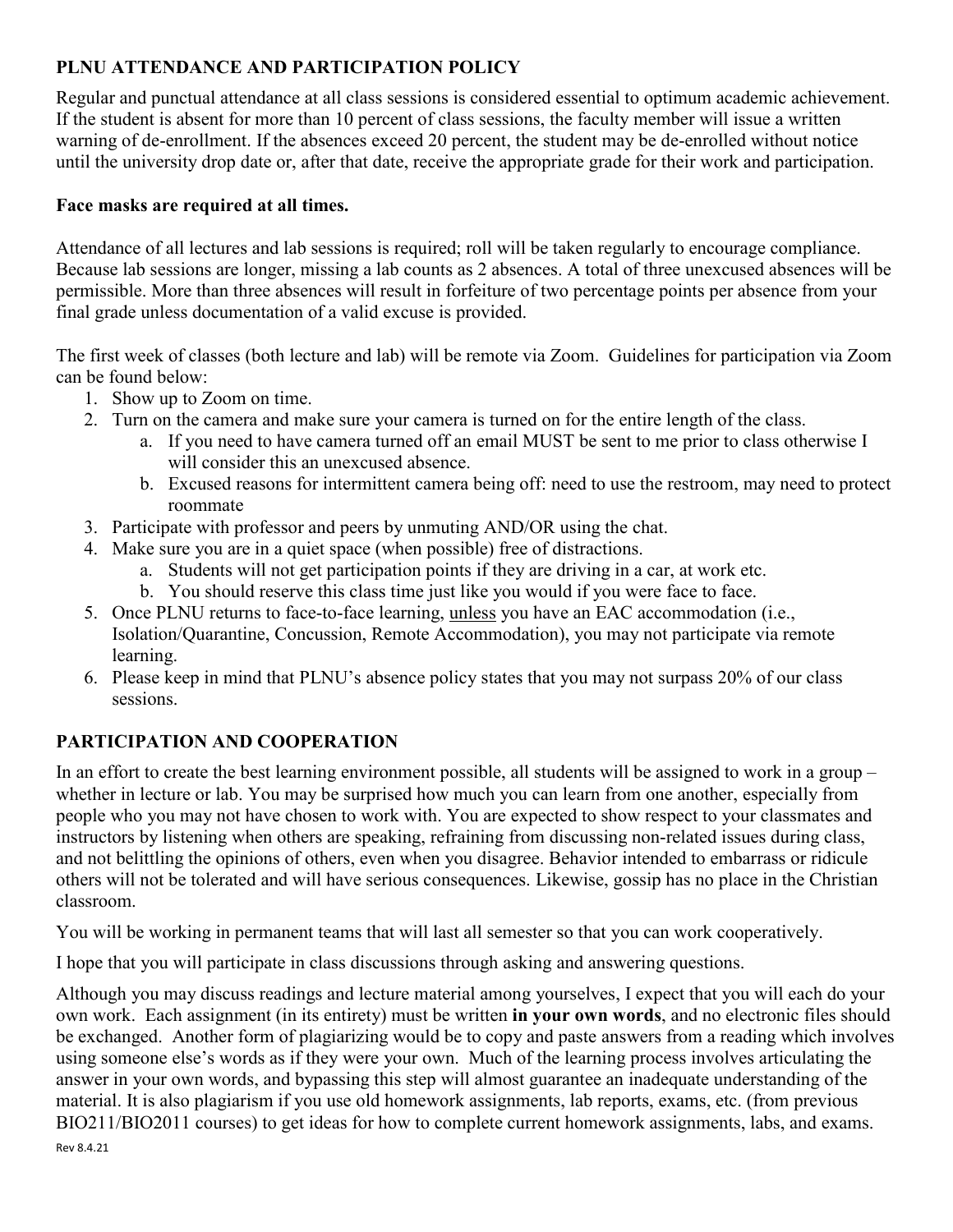## PLNU ATTENDANCE AND PARTICIPATION POLICY

Regular and punctual attendance at all class sessions is considered essential to optimum academic achievement. If the student is absent for more than 10 percent of class sessions, the faculty member will issue a written warning of de-enrollment. If the absences exceed 20 percent, the student may be de-enrolled without notice until the university drop date or, after that date, receive the appropriate grade for their work and participation.

**Face masks are required at all times.**

Attendance of all lectures and lab sessions is required; roll will be taken regularly to encourage compliance. Because lab sessions are longer, missing a lab counts as 2 absences. A total of three unexcused absences will be permissible. More than three absences will result in forfeiture of two percentage points per absence from your final grade unless documentation of a valid excuse is provided.

The first week of classes (both lecture and lab) will be remote via Zoom. Guidelines for participation via Zoom can be found below:

1. Show up to Zoom on time.
2. Turn on the camera and make sure your camera is turned on for the entire length of the class.
   a. If you need to have camera turned off an email MUST be sent to me prior to class otherwise I will consider this an unexcused absence.
   b. Excused reasons for intermittent camera being off: need to use the restroom, may need to protect roommate
3. Participate with professor and peers by unmuting AND/OR using the chat.
4. Make sure you are in a quiet space (when possible) free of distractions.
   a. Students will not get participation points if they are driving in a car, at work etc.
   b. You should reserve this class time just like you would if you were face to face.
5. Once PLNU returns to face-to-face learning, <u>unless</u> you have an EAC accommodation (i.e., Isolation/Quarantine, Concussion, Remote Accommodation), you may not participate via remote learning.
6. Please keep in mind that PLNU's absence policy states that you may not surpass 20% of our class sessions.

## PARTICIPATION AND COOPERATION

In an effort to create the best learning environment possible, all students will be assigned to work in a group – whether in lecture or lab. You may be surprised how much you can learn from one another, especially from people who you may not have chosen to work with. You are expected to show respect to your classmates and instructors by listening when others are speaking, refraining from discussing non-related issues during class, and not belittling the opinions of others, even when you disagree. Behavior intended to embarrass or ridicule others will not be tolerated and will have serious consequences. Likewise, gossip has no place in the Christian classroom.

You will be working in permanent teams that will last all semester so that you can work cooperatively.

I hope that you will participate in class discussions through asking and answering questions.

Although you may discuss readings and lecture material among yourselves, I expect that you will each do your own work. Each assignment (in its entirety) must be written **in your own words**, and no electronic files should be exchanged. Another form of plagiarizing would be to copy and paste answers from a reading which involves using someone else's words as if they were your own. Much of the learning process involves articulating the answer in your own words, and bypassing this step will almost guarantee an inadequate understanding of the material. It is also plagiarism if you use old homework assignments, lab reports, exams, etc. (from previous BIO211/BIO2011 courses) to get ideas for how to complete current homework assignments, labs, and exams.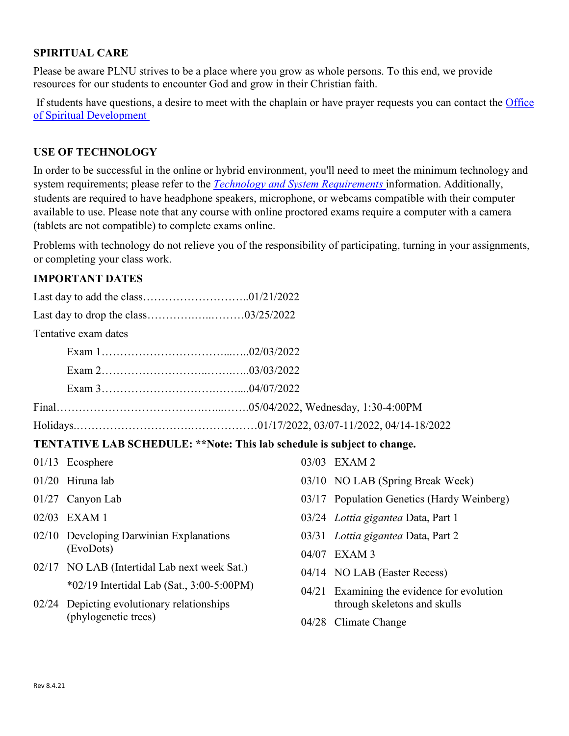## SPIRITUAL CARE

Please be aware PLNU strives to be a place where you grow as whole persons. To this end, we provide resources for our students to encounter God and grow in their Christian faith.

If students have questions, a desire to meet with the chaplain or have prayer requests you can contact the [Office of Spiritual Development](#)

## USE OF TECHNOLOGY

In order to be successful in the online or hybrid environment, you'll need to meet the minimum technology and system requirements; please refer to the *[Technology and System Requirements](#)* information. Additionally, students are required to have headphone speakers, microphone, or webcams compatible with their computer available to use. Please note that any course with online proctored exams require a computer with a camera (tablets are not compatible) to complete exams online.

Problems with technology do not relieve you of the responsibility of participating, turning in your assignments, or completing your class work.

## IMPORTANT DATES

Last day to add the class………………………..01/21/2022

Last day to drop the class…………..…..………03/25/2022

Tentative exam dates

- Exam 1……………………………..…..02/03/2022
- Exam 2………………………..……..…..03/03/2022
- Exam 3………………………….……....04/07/2022

Final………………………………….…...…….05/04/2022, Wednesday, 1:30-4:00PM

Holidays.………………………….………………01/17/2022, 03/07-11/2022, 04/14-18/2022

## TENTATIVE LAB SCHEDULE: **Note: This lab schedule is subject to change.

- 01/13 Ecosphere
- 01/20 Hiruna lab
- 01/27 Canyon Lab
- 02/03 EXAM 1
- 02/10 Developing Darwinian Explanations (EvoDots)
- 02/17 NO LAB (Intertidal Lab next week Sat.)
  - *02/19 Intertidal Lab (Sat., 3:00-5:00PM)
- 02/24 Depicting evolutionary relationships (phylogenetic trees)
- 03/03 EXAM 2
- 03/10 NO LAB (Spring Break Week)
- 03/17 Population Genetics (Hardy Weinberg)
- 03/24 *Lottia gigantea* Data, Part 1
- 03/31 *Lottia gigantea* Data, Part 2
- 04/07 EXAM 3
- 04/14 NO LAB (Easter Recess)
- 04/21 Examining the evidence for evolution through skeletons and skulls
- 04/28 Climate Change

Rev 8.4.21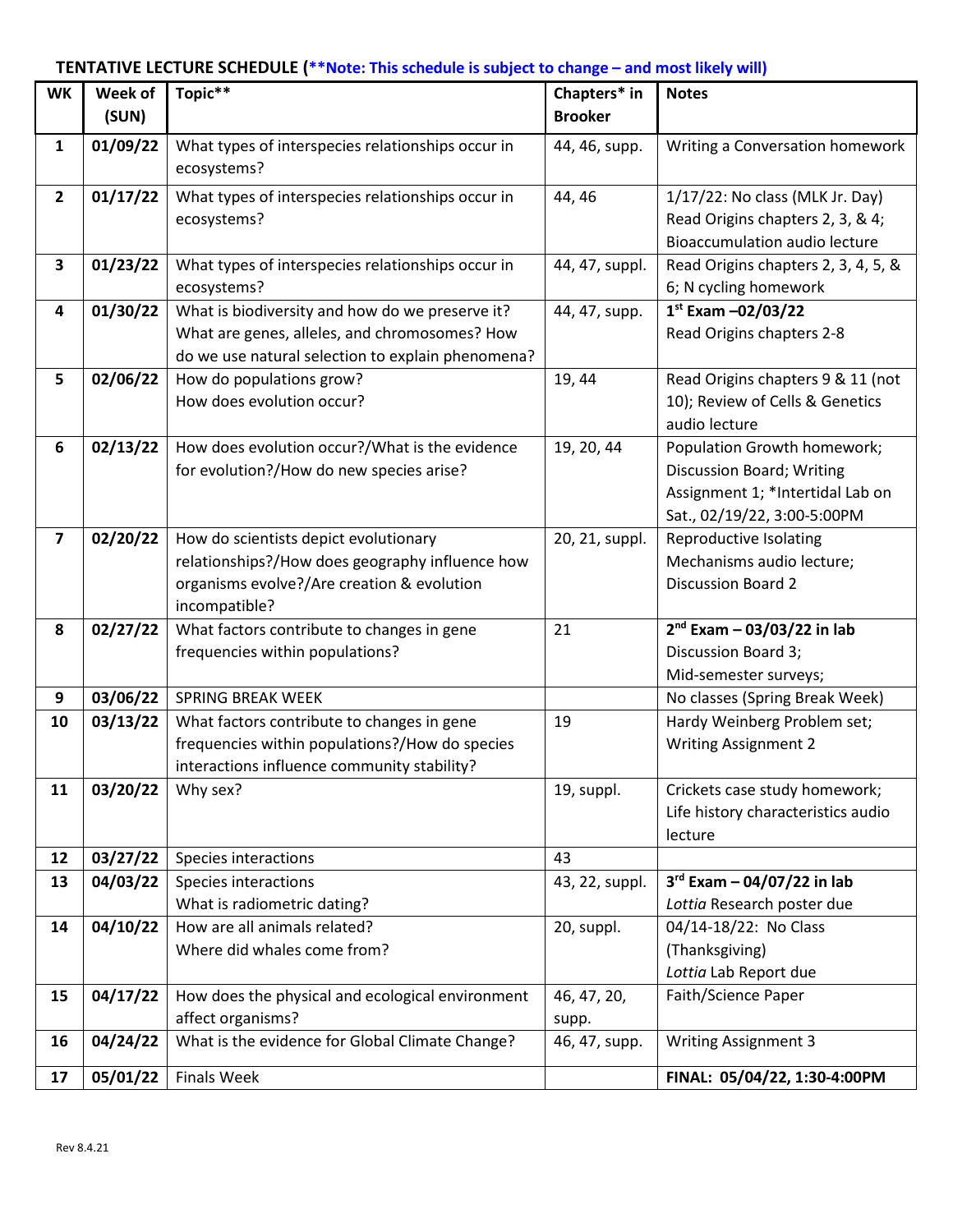## TENTATIVE LECTURE SCHEDULE (**Note: This schedule is subject to change – and most likely will)

| WK | Week of (SUN) | Topic** | Chapters* in Brooker | Notes |
|---|---|---|---|---|
| 1 | 01/09/22 | What types of interspecies relationships occur in ecosystems? | 44, 46, supp. | Writing a Conversation homework |
| 2 | 01/17/22 | What types of interspecies relationships occur in ecosystems? | 44, 46 | 1/17/22: No class (MLK Jr. Day) Read Origins chapters 2, 3, & 4; Bioaccumulation audio lecture |
| 3 | 01/23/22 | What types of interspecies relationships occur in ecosystems? | 44, 47, suppl. | Read Origins chapters 2, 3, 4, 5, & 6; N cycling homework |
| 4 | 01/30/22 | What is biodiversity and how do we preserve it? What are genes, alleles, and chromosomes? How do we use natural selection to explain phenomena? | 44, 47, supp. | **1st Exam –02/03/22** Read Origins chapters 2-8 |
| 5 | 02/06/22 | How do populations grow? How does evolution occur? | 19, 44 | Read Origins chapters 9 & 11 (not 10); Review of Cells & Genetics audio lecture |
| 6 | 02/13/22 | How does evolution occur?/What is the evidence for evolution?/How do new species arise? | 19, 20, 44 | Population Growth homework; Discussion Board; Writing Assignment 1; *Intertidal Lab on Sat., 02/19/22, 3:00-5:00PM |
| 7 | 02/20/22 | How do scientists depict evolutionary relationships?/How does geography influence how organisms evolve?/Are creation & evolution incompatible? | 20, 21, suppl. | Reproductive Isolating Mechanisms audio lecture; Discussion Board 2 |
| 8 | 02/27/22 | What factors contribute to changes in gene frequencies within populations? | 21 | **2nd Exam – 03/03/22 in lab** Discussion Board 3; Mid-semester surveys; |
| 9 | 03/06/22 | SPRING BREAK WEEK | | No classes (Spring Break Week) |
| 10 | 03/13/22 | What factors contribute to changes in gene frequencies within populations?/How do species interactions influence community stability? | 19 | Hardy Weinberg Problem set; Writing Assignment 2 |
| 11 | 03/20/22 | Why sex? | 19, suppl. | Crickets case study homework; Life history characteristics audio lecture |
| 12 | 03/27/22 | Species interactions | 43 | |
| 13 | 04/03/22 | Species interactions What is radiometric dating? | 43, 22, suppl. | **3rd Exam – 04/07/22 in lab** *Lottia* Research poster due |
| 14 | 04/10/22 | How are all animals related? Where did whales come from? | 20, suppl. | 04/14-18/22: No Class (Thanksgiving) *Lottia* Lab Report due |
| 15 | 04/17/22 | How does the physical and ecological environment affect organisms? | 46, 47, 20, supp. | Faith/Science Paper |
| 16 | 04/24/22 | What is the evidence for Global Climate Change? | 46, 47, supp. | Writing Assignment 3 |
| 17 | 05/01/22 | Finals Week | | **FINAL: 05/04/22, 1:30-4:00PM** |

Rev 8.4.21